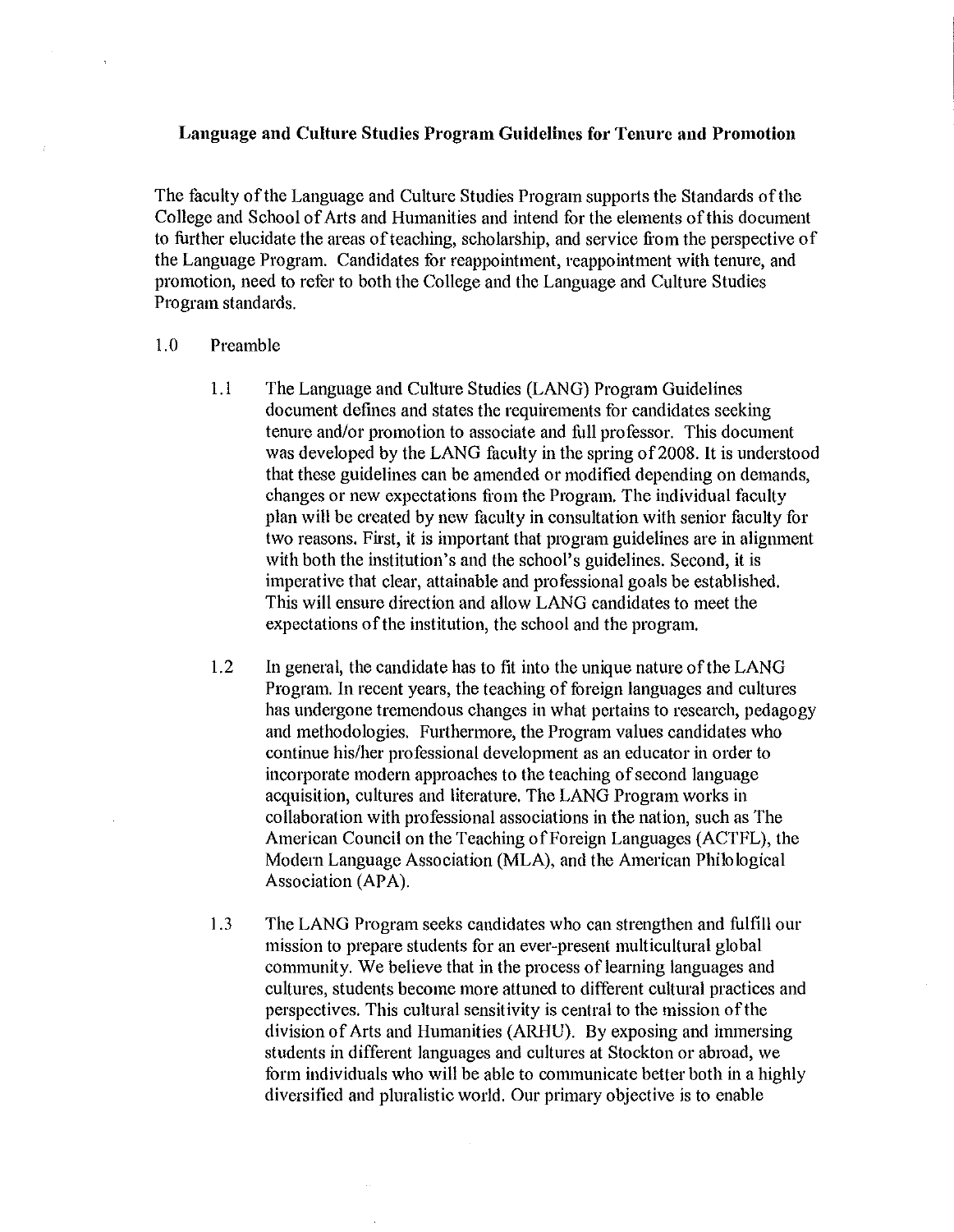**Language and Culture Studies Program Guidelines for Tenure and Promotion**

The faculty of the Language and Culture Studies Program supports the Standards of the College and School of Arts and Humanities and intend for the elements of this document to further elucidate the areas of teaching, scholarship, and service from the perspective of the Language Program. Candidates for reappointment, reappointment with tenure, and promotion, need to refer to both the College and the Language and Culture Studies Program standards.

1.0 Preamble

1.1 The Language and Culture Studies (LANG) Program Guidelines document defines and states the requirements for candidates seeking tenure and/or promotion to associate and full professor. This document was developed by the LANG faculty in the spring of 2008. It is understood that these guidelines can be amended or modified depending on demands, changes or new expectations from the Program. The individual faculty plan will be created by new faculty in consultation with senior faculty for two reasons. First, it is important that program guidelines are in alignment with both the institution's and the school's guidelines. Second, it is imperative that clear, attainable and professional goals be established. This will ensure direction and allow LANG candidates to meet the expectations of the institution, the school and the program.

1.2 In general, the candidate has to fit into the unique nature of the LANG Program. In recent years, the teaching of foreign languages and cultures has undergone tremendous changes in what pertains to research, pedagogy and methodologies. Furthermore, the Program values candidates who continue his/her professional development as an educator in order to incorporate modern approaches to the teaching of second language acquisition, cultures and literature. The LANG Program works in collaboration with professional associations in the nation, such as The American Council on the Teaching of Foreign Languages (ACTFL), the Modern Language Association (MLA), and the American Philological Association (APA).

1.3 The LANG Program seeks candidates who can strengthen and fulfill our mission to prepare students for an ever-present multicultural global community. We believe that in the process of learning languages and cultures, students become more attuned to different cultural practices and perspectives. This cultural sensitivity is central to the mission of the division of Arts and Humanities (ARHU). By exposing and immersing students in different languages and cultures at Stockton or abroad, we form individuals who will be able to communicate better both in a highly diversified and pluralistic world. Our primary objective is to enable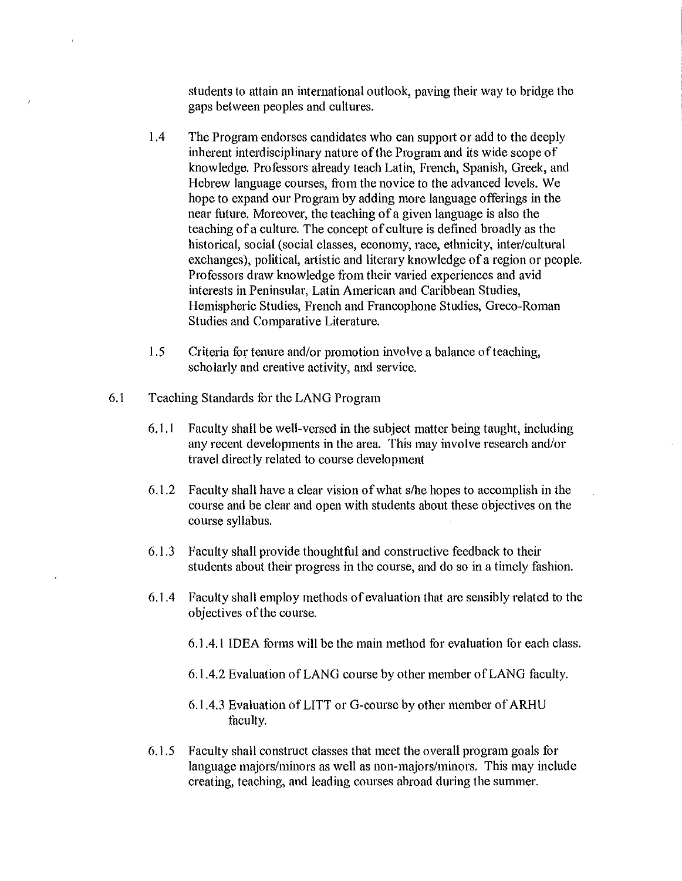students to attain an international outlook, paving their way to bridge the gaps between peoples and cultures.

1.4 The Program endorses candidates who can support or add to the deeply inherent interdisciplinary nature of the Program and its wide scope of knowledge. Professors already teach Latin, French, Spanish, Greek, and Hebrew language courses, from the novice to the advanced levels. We hope to expand our Program by adding more language offerings in the near future. Moreover, the teaching of a given language is also the teaching of a culture. The concept of culture is defined broadly as the historical, social (social classes, economy, race, ethnicity, inter/cultural exchanges), political, artistic and literary knowledge of a region or people. Professors draw knowledge from their varied experiences and avid interests in Peninsular, Latin American and Caribbean Studies, Hemispheric Studies, French and Francophone Studies, Greco-Roman Studies and Comparative Literature.

1.5 Criteria for tenure and/or promotion involve a balance of teaching, scholarly and creative activity, and service.

6.1 Teaching Standards for the LANG Program

6.1.1 Faculty shall be well-versed in the subject matter being taught, including any recent developments in the area. This may involve research and/or travel directly related to course development

6.1.2 Faculty shall have a clear vision of what s/he hopes to accomplish in the course and be clear and open with students about these objectives on the course syllabus.

6.1.3 Faculty shall provide thoughtful and constructive feedback to their students about their progress in the course, and do so in a timely fashion.

6.1.4 Faculty shall employ methods of evaluation that are sensibly related to the objectives of the course.

6.1.4.1 IDEA forms will be the main method for evaluation for each class.

6.1.4.2 Evaluation of LANG course by other member of LANG faculty.

6.1.4.3 Evaluation of LITT or G-course by other member of ARHU faculty.

6.1.5 Faculty shall construct classes that meet the overall program goals for language majors/minors as well as non-majors/minors. This may include creating, teaching, and leading courses abroad during the summer.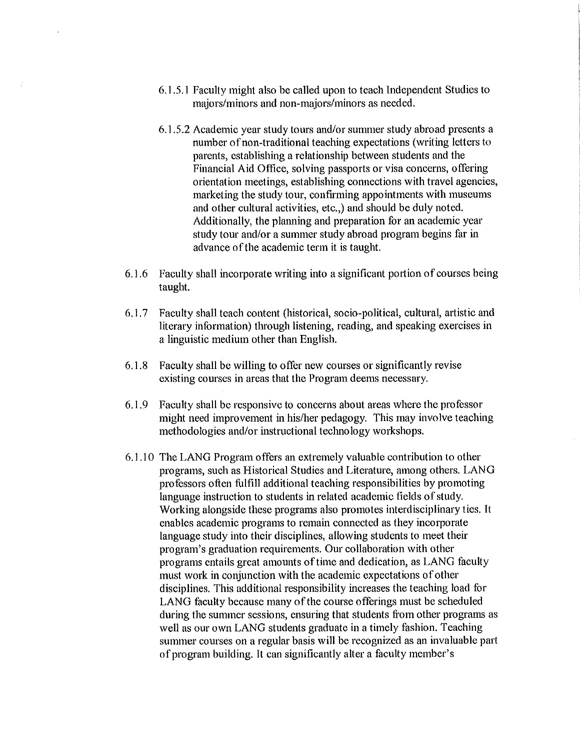6.1.5.1 Faculty might also be called upon to teach Independent Studies to majors/minors and non-majors/minors as needed.

6.1.5.2 Academic year study tours and/or summer study abroad presents a number of non-traditional teaching expectations (writing letters to parents, establishing a relationship between students and the Financial Aid Office, solving passports or visa concerns, offering orientation meetings, establishing connections with travel agencies, marketing the study tour, confirming appointments with museums and other cultural activities, etc.,) and should be duly noted. Additionally, the planning and preparation for an academic year study tour and/or a summer study abroad program begins far in advance of the academic term it is taught.

6.1.6 Faculty shall incorporate writing into a significant portion of courses being taught.

6.1.7 Faculty shall teach content (historical, socio-political, cultural, artistic and literary information) through listening, reading, and speaking exercises in a linguistic medium other than English.

6.1.8 Faculty shall be willing to offer new courses or significantly revise existing courses in areas that the Program deems necessary.

6.1.9 Faculty shall be responsive to concerns about areas where the professor might need improvement in his/her pedagogy. This may involve teaching methodologies and/or instructional technology workshops.

6.1.10 The LANG Program offers an extremely valuable contribution to other programs, such as Historical Studies and Literature, among others. LANG professors often fulfill additional teaching responsibilities by promoting language instruction to students in related academic fields of study. Working alongside these programs also promotes interdisciplinary ties. It enables academic programs to remain connected as they incorporate language study into their disciplines, allowing students to meet their program's graduation requirements. Our collaboration with other programs entails great amounts of time and dedication, as LANG faculty must work in conjunction with the academic expectations of other disciplines. This additional responsibility increases the teaching load for LANG faculty because many of the course offerings must be scheduled during the summer sessions, ensuring that students from other programs as well as our own LANG students graduate in a timely fashion. Teaching summer courses on a regular basis will be recognized as an invaluable part of program building. It can significantly alter a faculty member's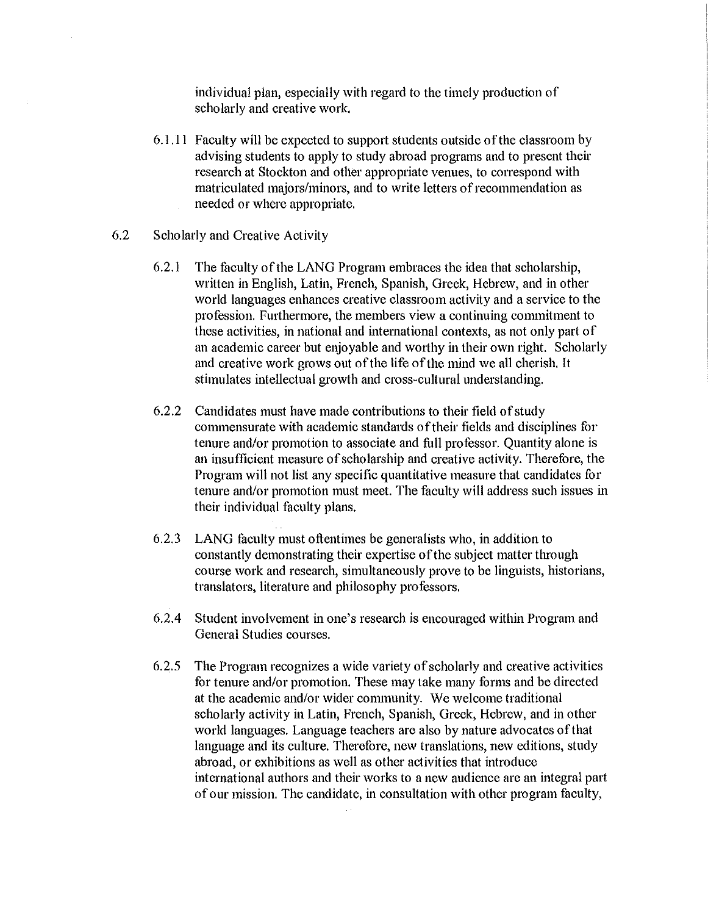individual plan, especially with regard to the timely production of scholarly and creative work.

6.1.11 Faculty will be expected to support students outside of the classroom by advising students to apply to study abroad programs and to present their research at Stockton and other appropriate venues, to correspond with matriculated majors/minors, and to write letters of recommendation as needed or where appropriate.

6.2 Scholarly and Creative Activity

6.2.1 The faculty of the LANG Program embraces the idea that scholarship, written in English, Latin, French, Spanish, Greek, Hebrew, and in other world languages enhances creative classroom activity and a service to the profession. Furthermore, the members view a continuing commitment to these activities, in national and international contexts, as not only part of an academic career but enjoyable and worthy in their own right. Scholarly and creative work grows out of the life of the mind we all cherish. It stimulates intellectual growth and cross-cultural understanding.

6.2.2 Candidates must have made contributions to their field of study commensurate with academic standards of their fields and disciplines for tenure and/or promotion to associate and full professor. Quantity alone is an insufficient measure of scholarship and creative activity. Therefore, the Program will not list any specific quantitative measure that candidates for tenure and/or promotion must meet. The faculty will address such issues in their individual faculty plans.

6.2.3 LANG faculty must oftentimes be generalists who, in addition to constantly demonstrating their expertise of the subject matter through course work and research, simultaneously prove to be linguists, historians, translators, literature and philosophy professors.

6.2.4 Student involvement in one's research is encouraged within Program and General Studies courses.

6.2.5 The Program recognizes a wide variety of scholarly and creative activities for tenure and/or promotion. These may take many forms and be directed at the academic and/or wider community. We welcome traditional scholarly activity in Latin, French, Spanish, Greek, Hebrew, and in other world languages. Language teachers are also by nature advocates of that language and its culture. Therefore, new translations, new editions, study abroad, or exhibitions as well as other activities that introduce international authors and their works to a new audience are an integral part of our mission. The candidate, in consultation with other program faculty,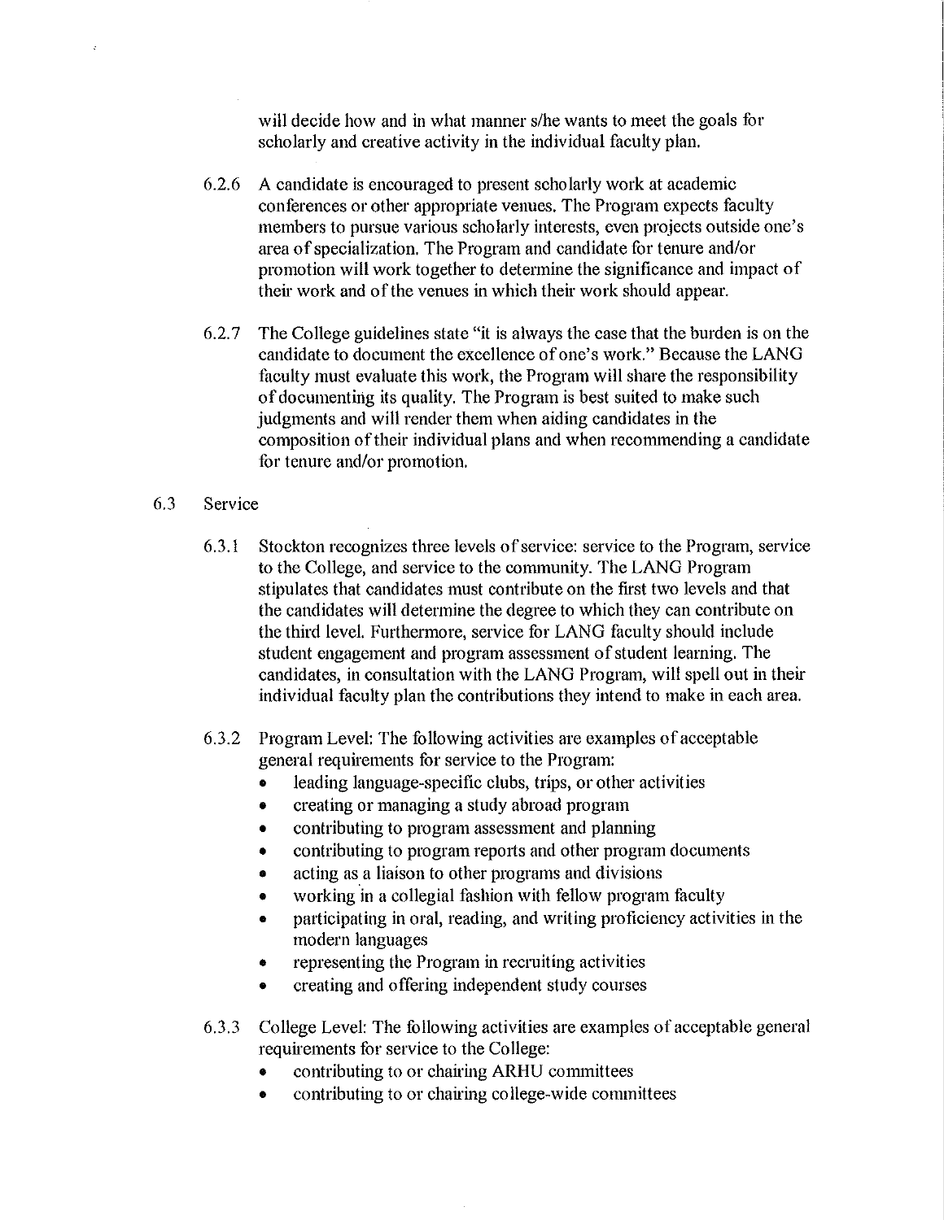will decide how and in what manner s/he wants to meet the goals for scholarly and creative activity in the individual faculty plan.

6.2.6 A candidate is encouraged to present scholarly work at academic conferences or other appropriate venues. The Program expects faculty members to pursue various scholarly interests, even projects outside one's area of specialization. The Program and candidate for tenure and/or promotion will work together to determine the significance and impact of their work and of the venues in which their work should appear.

6.2.7 The College guidelines state "it is always the case that the burden is on the candidate to document the excellence of one's work." Because the LANG faculty must evaluate this work, the Program will share the responsibility of documenting its quality. The Program is best suited to make such judgments and will render them when aiding candidates in the composition of their individual plans and when recommending a candidate for tenure and/or promotion.

6.3 Service

6.3.1 Stockton recognizes three levels of service: service to the Program, service to the College, and service to the community. The LANG Program stipulates that candidates must contribute on the first two levels and that the candidates will determine the degree to which they can contribute on the third level. Furthermore, service for LANG faculty should include student engagement and program assessment of student learning. The candidates, in consultation with the LANG Program, will spell out in their individual faculty plan the contributions they intend to make in each area.

6.3.2 Program Level: The following activities are examples of acceptable general requirements for service to the Program:

- leading language-specific clubs, trips, or other activities
- creating or managing a study abroad program
- contributing to program assessment and planning
- contributing to program reports and other program documents
- acting as a liaison to other programs and divisions
- working in a collegial fashion with fellow program faculty
- participating in oral, reading, and writing proficiency activities in the modern languages
- representing the Program in recruiting activities
- creating and offering independent study courses

6.3.3 College Level: The following activities are examples of acceptable general requirements for service to the College:

- contributing to or chairing ARHU committees
- contributing to or chairing college-wide committees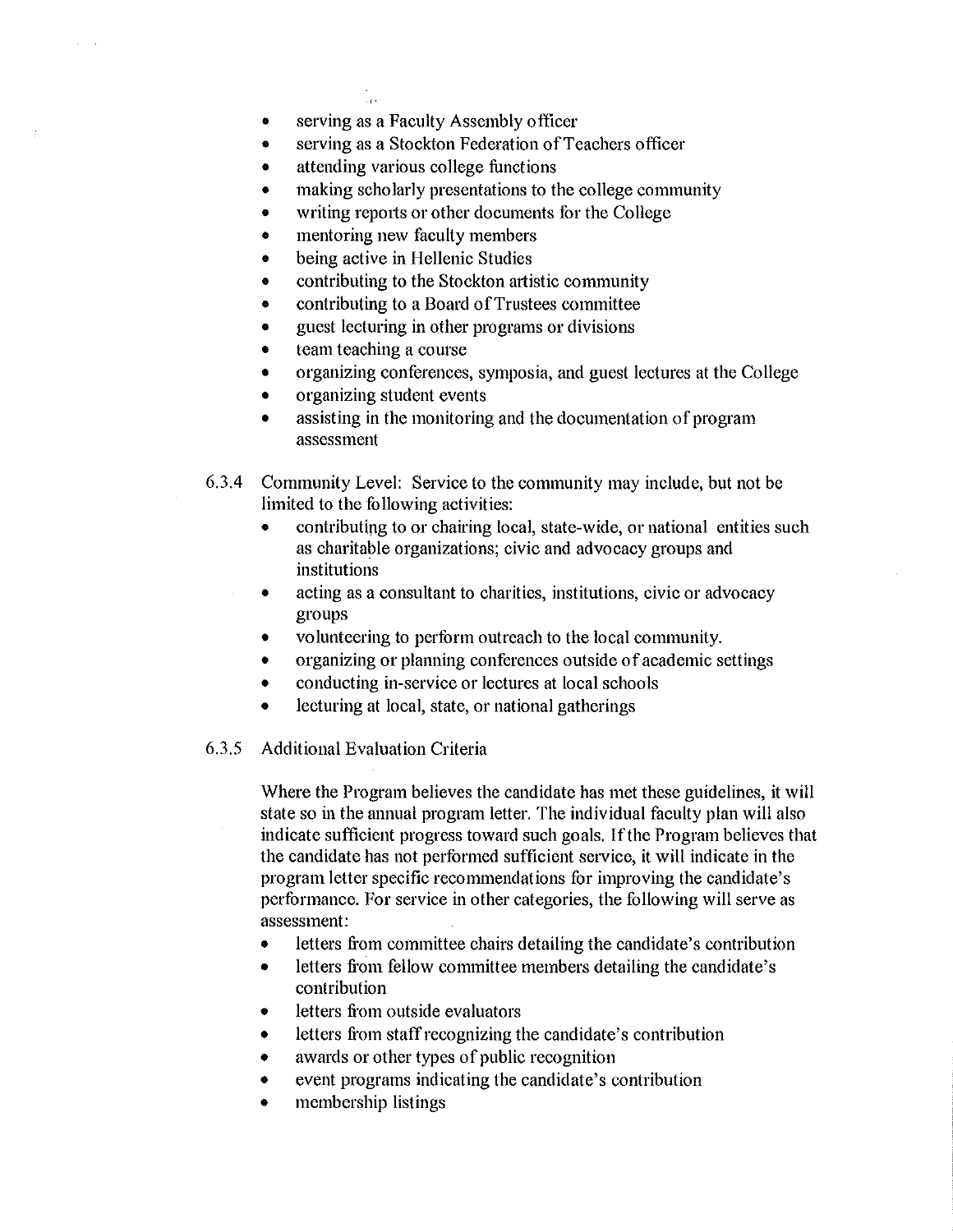- serving as a Faculty Assembly officer
- serving as a Stockton Federation of Teachers officer
- attending various college functions
- making scholarly presentations to the college community
- writing reports or other documents for the College
- mentoring new faculty members
- being active in Hellenic Studies
- contributing to the Stockton artistic community
- contributing to a Board of Trustees committee
- guest lecturing in other programs or divisions
- team teaching a course
- organizing conferences, symposia, and guest lectures at the College
- organizing student events
- assisting in the monitoring and the documentation of program assessment

6.3.4 Community Level: Service to the community may include, but not be limited to the following activities:

- contributing to or chairing local, state-wide, or national entities such as charitable organizations; civic and advocacy groups and institutions
- acting as a consultant to charities, institutions, civic or advocacy groups
- volunteering to perform outreach to the local community.
- organizing or planning conferences outside of academic settings
- conducting in-service or lectures at local schools
- lecturing at local, state, or national gatherings

6.3.5 Additional Evaluation Criteria

Where the Program believes the candidate has met these guidelines, it will state so in the annual program letter. The individual faculty plan will also indicate sufficient progress toward such goals. If the Program believes that the candidate has not performed sufficient service, it will indicate in the program letter specific recommendations for improving the candidate's performance. For service in other categories, the following will serve as assessment:

- letters from committee chairs detailing the candidate's contribution
- letters from fellow committee members detailing the candidate's contribution
- letters from outside evaluators
- letters from staff recognizing the candidate's contribution
- awards or other types of public recognition
- event programs indicating the candidate's contribution
- membership listings